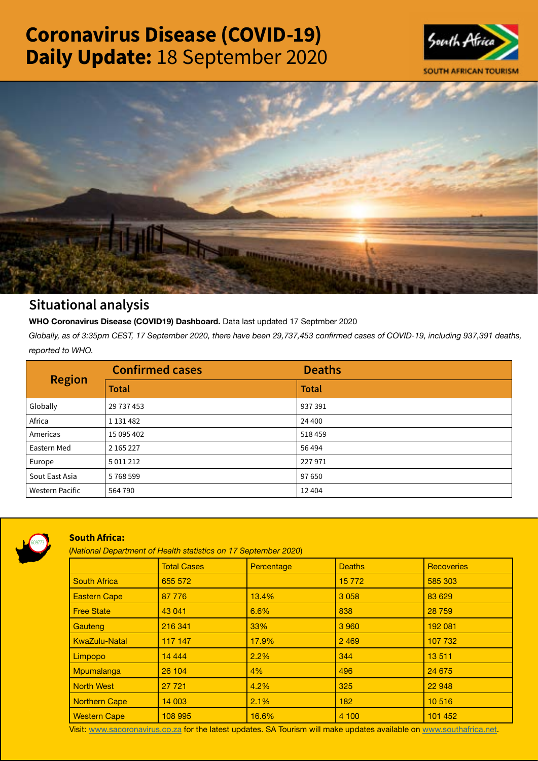# Coronavirus Disease (COVID-19) Daily Update: 18 September 2020

SOUTH AFRICAN TOURISM

## Situational analysis

**WHO Coronavirus Disease (COVID19) Dashboard.** Data last updated 17 Septmber 2020

*Globally, as of 3:35pm CEST, 17 September 2020, there have been 29,737,453 confirmed cases of COVID-19, including 937,391 deaths, reported to WHO.*

| Region | Confirmed cases | Deaths |
|---|---|---|
| | Total | Total |
| Globally | 29 737 453 | 937 391 |
| Africa | 1 131 482 | 24 400 |
| Americas | 15 095 402 | 518 459 |
| Eastern Med | 2 165 227 | 56 494 |
| Europe | 5 011 212 | 227 971 |
| Sout East Asia | 5 768 599 | 97 650 |
| Western Pacific | 564 790 | 12 404 |

### South Africa:

(*National Department of Health statistics on 17 September 2020*)

| | Total Cases | Percentage | Deaths | Recoveries |
|---|---|---|---|---|
| South Africa | 655 572 | | 15 772 | 585 303 |
| Eastern Cape | 87 776 | 13.4% | 3 058 | 83 629 |
| Free State | 43 041 | 6.6% | 838 | 28 759 |
| Gauteng | 216 341 | 33% | 3 960 | 192 081 |
| KwaZulu-Natal | 117 147 | 17.9% | 2 469 | 107 732 |
| Limpopo | 14 444 | 2.2% | 344 | 13 511 |
| Mpumalanga | 26 104 | 4% | 496 | 24 675 |
| North West | 27 721 | 4.2% | 325 | 22 948 |
| Northern Cape | 14 003 | 2.1% | 182 | 10 516 |
| Western Cape | 108 995 | 16.6% | 4 100 | 101 452 |

Visit: www.sacoronavirus.co.za for the latest updates. SA Tourism will make updates available on www.southafrica.net.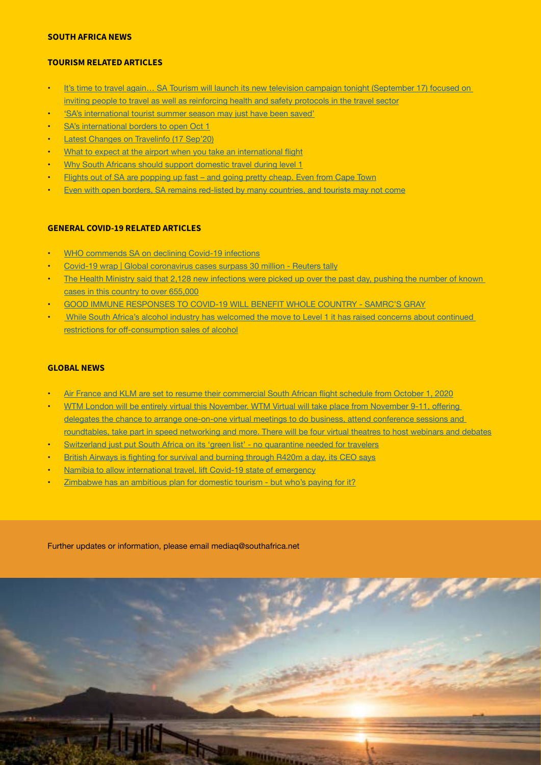### SOUTH AFRICA NEWS

#### TOURISM RELATED ARTICLES

- It's time to travel again… SA Tourism will launch its new television campaign tonight (September 17) focused on inviting people to travel as well as reinforcing health and safety protocols in the travel sector
- 'SA's international tourist summer season may just have been saved'
- SA's international borders to open Oct 1
- Latest Changes on Travelinfo (17 Sep'20)
- What to expect at the airport when you take an international flight
- Why South Africans should support domestic travel during level 1
- Flights out of SA are popping up fast – and going pretty cheap. Even from Cape Town
- Even with open borders, SA remains red-listed by many countries, and tourists may not come

#### GENERAL COVID-19 RELATED ARTICLES

- WHO commends SA on declining Covid-19 infections
- Covid-19 wrap | Global coronavirus cases surpass 30 million - Reuters tally
- The Health Ministry said that 2,128 new infections were picked up over the past day, pushing the number of known cases in this country to over 655,000
- GOOD IMMUNE RESPONSES TO COVID-19 WILL BENEFIT WHOLE COUNTRY - SAMRC'S GRAY
- While South Africa's alcohol industry has welcomed the move to Level 1 it has raised concerns about continued restrictions for off-consumption sales of alcohol

#### GLOBAL NEWS

- Air France and KLM are set to resume their commercial South African flight schedule from October 1, 2020
- WTM London will be entirely virtual this November. WTM Virtual will take place from November 9-11, offering delegates the chance to arrange one-on-one virtual meetings to do business, attend conference sessions and roundtables, take part in speed networking and more. There will be four virtual theatres to host webinars and debates
- Switzerland just put South Africa on its 'green list' - no quarantine needed for travelers
- British Airways is fighting for survival and burning through R420m a day, its CEO says
- Namibia to allow international travel, lift Covid-19 state of emergency
- Zimbabwe has an ambitious plan for domestic tourism - but who's paying for it?

Further updates or information, please email mediaq@southafrica.net